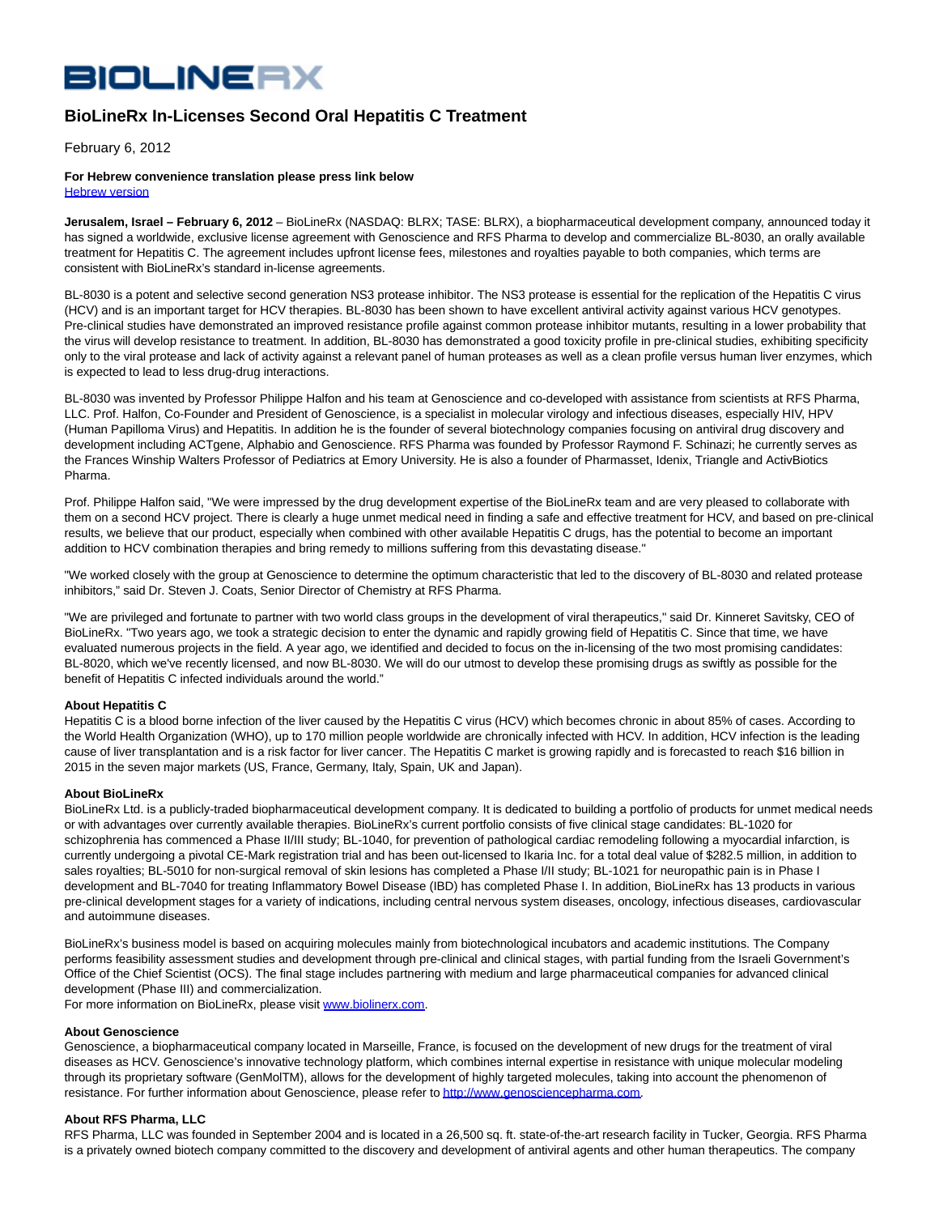BIOLINERX

# BioLineRx In-Licenses Second Oral Hepatitis C Treatment

February 6, 2012

**For Hebrew convenience translation please press link below**
Hebrew version

**Jerusalem, Israel – February 6, 2012** – BioLineRx (NASDAQ: BLRX; TASE: BLRX), a biopharmaceutical development company, announced today it has signed a worldwide, exclusive license agreement with Genoscience and RFS Pharma to develop and commercialize BL-8030, an orally available treatment for Hepatitis C. The agreement includes upfront license fees, milestones and royalties payable to both companies, which terms are consistent with BioLineRx's standard in-license agreements.

BL-8030 is a potent and selective second generation NS3 protease inhibitor. The NS3 protease is essential for the replication of the Hepatitis C virus (HCV) and is an important target for HCV therapies. BL-8030 has been shown to have excellent antiviral activity against various HCV genotypes. Pre-clinical studies have demonstrated an improved resistance profile against common protease inhibitor mutants, resulting in a lower probability that the virus will develop resistance to treatment. In addition, BL-8030 has demonstrated a good toxicity profile in pre-clinical studies, exhibiting specificity only to the viral protease and lack of activity against a relevant panel of human proteases as well as a clean profile versus human liver enzymes, which is expected to lead to less drug-drug interactions.

BL-8030 was invented by Professor Philippe Halfon and his team at Genoscience and co-developed with assistance from scientists at RFS Pharma, LLC. Prof. Halfon, Co-Founder and President of Genoscience, is a specialist in molecular virology and infectious diseases, especially HIV, HPV (Human Papilloma Virus) and Hepatitis. In addition he is the founder of several biotechnology companies focusing on antiviral drug discovery and development including ACTgene, Alphabio and Genoscience. RFS Pharma was founded by Professor Raymond F. Schinazi; he currently serves as the Frances Winship Walters Professor of Pediatrics at Emory University. He is also a founder of Pharmasset, Idenix, Triangle and ActivBiotics Pharma.

Prof. Philippe Halfon said, "We were impressed by the drug development expertise of the BioLineRx team and are very pleased to collaborate with them on a second HCV project. There is clearly a huge unmet medical need in finding a safe and effective treatment for HCV, and based on pre-clinical results, we believe that our product, especially when combined with other available Hepatitis C drugs, has the potential to become an important addition to HCV combination therapies and bring remedy to millions suffering from this devastating disease."

"We worked closely with the group at Genoscience to determine the optimum characteristic that led to the discovery of BL-8030 and related protease inhibitors," said Dr. Steven J. Coats, Senior Director of Chemistry at RFS Pharma.

"We are privileged and fortunate to partner with two world class groups in the development of viral therapeutics," said Dr. Kinneret Savitsky, CEO of BioLineRx. "Two years ago, we took a strategic decision to enter the dynamic and rapidly growing field of Hepatitis C. Since that time, we have evaluated numerous projects in the field. A year ago, we identified and decided to focus on the in-licensing of the two most promising candidates: BL-8020, which we've recently licensed, and now BL-8030. We will do our utmost to develop these promising drugs as swiftly as possible for the benefit of Hepatitis C infected individuals around the world."

**About Hepatitis C**
Hepatitis C is a blood borne infection of the liver caused by the Hepatitis C virus (HCV) which becomes chronic in about 85% of cases. According to the World Health Organization (WHO), up to 170 million people worldwide are chronically infected with HCV. In addition, HCV infection is the leading cause of liver transplantation and is a risk factor for liver cancer. The Hepatitis C market is growing rapidly and is forecasted to reach $16 billion in 2015 in the seven major markets (US, France, Germany, Italy, Spain, UK and Japan).

**About BioLineRx**
BioLineRx Ltd. is a publicly-traded biopharmaceutical development company. It is dedicated to building a portfolio of products for unmet medical needs or with advantages over currently available therapies. BioLineRx's current portfolio consists of five clinical stage candidates: BL-1020 for schizophrenia has commenced a Phase II/III study; BL-1040, for prevention of pathological cardiac remodeling following a myocardial infarction, is currently undergoing a pivotal CE-Mark registration trial and has been out-licensed to Ikaria Inc. for a total deal value of $282.5 million, in addition to sales royalties; BL-5010 for non-surgical removal of skin lesions has completed a Phase I/II study; BL-1021 for neuropathic pain is in Phase I development and BL-7040 for treating Inflammatory Bowel Disease (IBD) has completed Phase I. In addition, BioLineRx has 13 products in various pre-clinical development stages for a variety of indications, including central nervous system diseases, oncology, infectious diseases, cardiovascular and autoimmune diseases.

BioLineRx's business model is based on acquiring molecules mainly from biotechnological incubators and academic institutions. The Company performs feasibility assessment studies and development through pre-clinical and clinical stages, with partial funding from the Israeli Government's Office of the Chief Scientist (OCS). The final stage includes partnering with medium and large pharmaceutical companies for advanced clinical development (Phase III) and commercialization.
For more information on BioLineRx, please visit www.biolinerx.com.

**About Genoscience**
Genoscience, a biopharmaceutical company located in Marseille, France, is focused on the development of new drugs for the treatment of viral diseases as HCV. Genoscience's innovative technology platform, which combines internal expertise in resistance with unique molecular modeling through its proprietary software (GenMolTM), allows for the development of highly targeted molecules, taking into account the phenomenon of resistance. For further information about Genoscience, please refer to http://www.genosciencepharma.com.

**About RFS Pharma, LLC**
RFS Pharma, LLC was founded in September 2004 and is located in a 26,500 sq. ft. state-of-the-art research facility in Tucker, Georgia. RFS Pharma is a privately owned biotech company committed to the discovery and development of antiviral agents and other human therapeutics. The company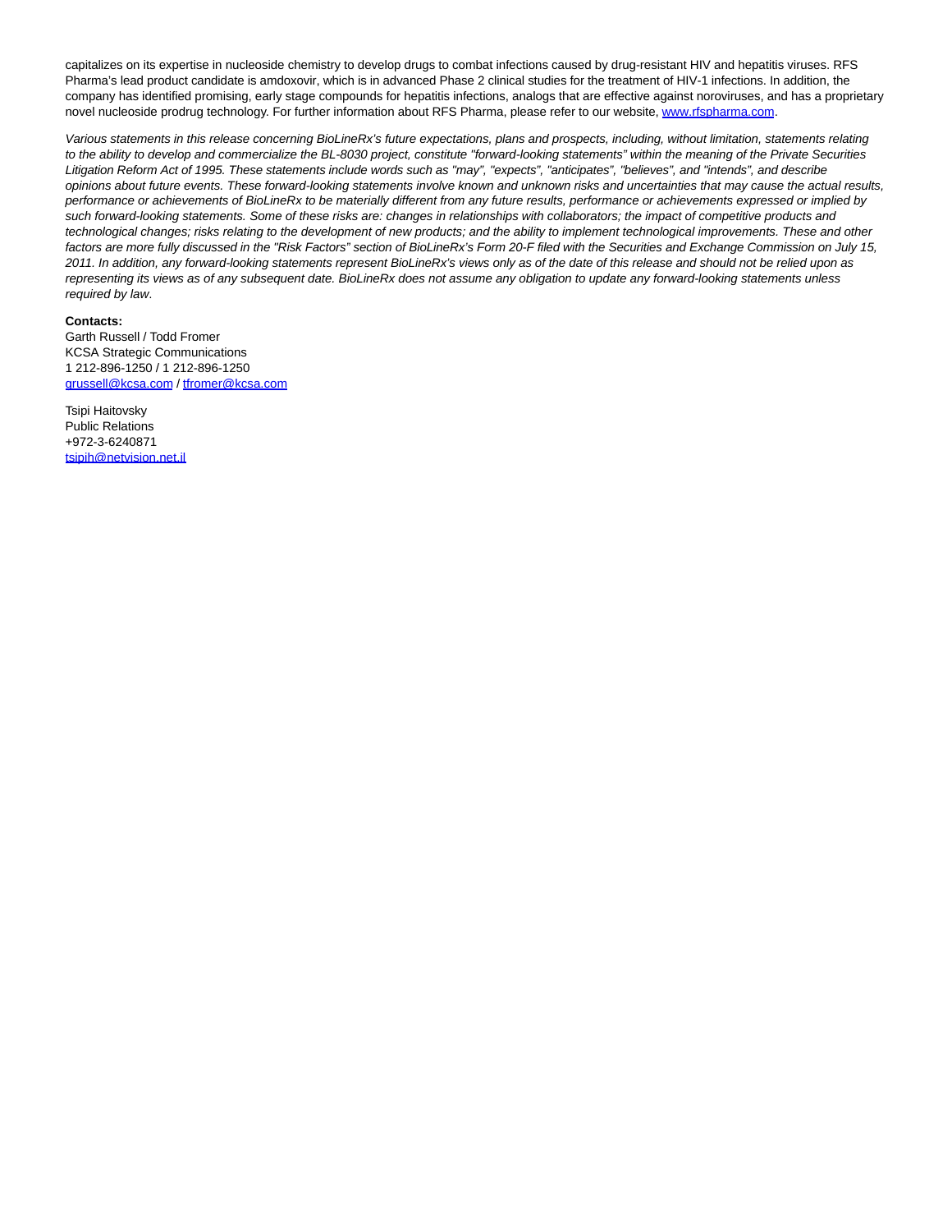capitalizes on its expertise in nucleoside chemistry to develop drugs to combat infections caused by drug-resistant HIV and hepatitis viruses. RFS Pharma's lead product candidate is amdoxovir, which is in advanced Phase 2 clinical studies for the treatment of HIV-1 infections. In addition, the company has identified promising, early stage compounds for hepatitis infections, analogs that are effective against noroviruses, and has a proprietary novel nucleoside prodrug technology. For further information about RFS Pharma, please refer to our website, www.rfspharma.com.

*Various statements in this release concerning BioLineRx's future expectations, plans and prospects, including, without limitation, statements relating to the ability to develop and commercialize the BL-8030 project, constitute "forward-looking statements" within the meaning of the Private Securities Litigation Reform Act of 1995. These statements include words such as "may", "expects", "anticipates", "believes", and "intends", and describe opinions about future events. These forward-looking statements involve known and unknown risks and uncertainties that may cause the actual results, performance or achievements of BioLineRx to be materially different from any future results, performance or achievements expressed or implied by such forward-looking statements. Some of these risks are: changes in relationships with collaborators; the impact of competitive products and technological changes; risks relating to the development of new products; and the ability to implement technological improvements. These and other factors are more fully discussed in the "Risk Factors" section of BioLineRx's Form 20-F filed with the Securities and Exchange Commission on July 15, 2011. In addition, any forward-looking statements represent BioLineRx's views only as of the date of this release and should not be relied upon as representing its views as of any subsequent date. BioLineRx does not assume any obligation to update any forward-looking statements unless required by law.*

**Contacts:**
Garth Russell / Todd Fromer
KCSA Strategic Communications
1 212-896-1250 / 1 212-896-1250
grussell@kcsa.com / tfromer@kcsa.com

Tsipi Haitovsky
Public Relations
+972-3-6240871
tsipih@netvision.net.il